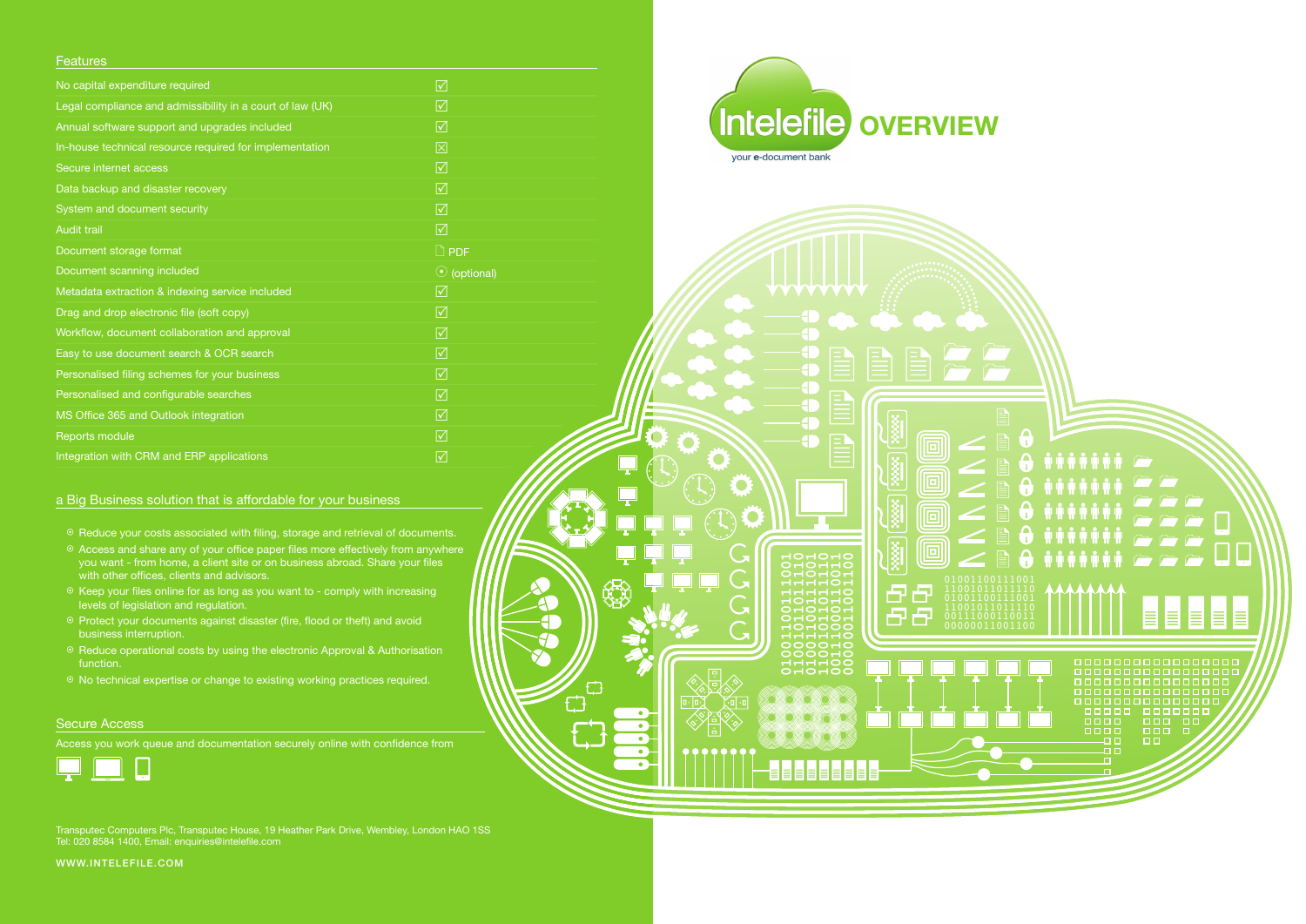# Intelefile OVERVIEW

your e-document bank

## Features

| Feature | |
|---|---|
| No capital expenditure required | ☑ |
| Legal compliance and admissibility in a court of law (UK) | ☑ |
| Annual software support and upgrades included | ☑ |
| In-house technical resource required for implementation | ☒ |
| Secure internet access | ☑ |
| Data backup and disaster recovery | ☑ |
| System and document security | ☑ |
| Audit trail | ☑ |
| Document storage format | PDF |
| Document scanning included | (optional) |
| Metadata extraction & indexing service included | ☑ |
| Drag and drop electronic file (soft copy) | ☑ |
| Workflow, document collaboration and approval | ☑ |
| Easy to use document search & OCR search | ☑ |
| Personalised filing schemes for your business | ☑ |
| Personalised and configurable searches | ☑ |
| MS Office 365 and Outlook integration | ☑ |
| Reports module | ☑ |
| Integration with CRM and ERP applications | ☑ |

## a Big Business solution that is affordable for your business

- Reduce your costs associated with filing, storage and retrieval of documents.
- Access and share any of your office paper files more effectively from anywhere you want - from home, a client site or on business abroad. Share your files with other offices, clients and advisors.
- Keep your files online for as long as you want to - comply with increasing levels of legislation and regulation.
- Protect your documents against disaster (fire, flood or theft) and avoid business interruption.
- Reduce operational costs by using the electronic Approval & Authorisation function.
- No technical expertise or change to existing working practices required.

## Secure Access

Access you work queue and documentation securely online with confidence from

Transputec Computers Plc, Transputec House, 19 Heather Park Drive, Wembley, London HAO 1SS
Tel: 020 8584 1400, Email: enquiries@intelefile.com

WWW.INTELEFILE.COM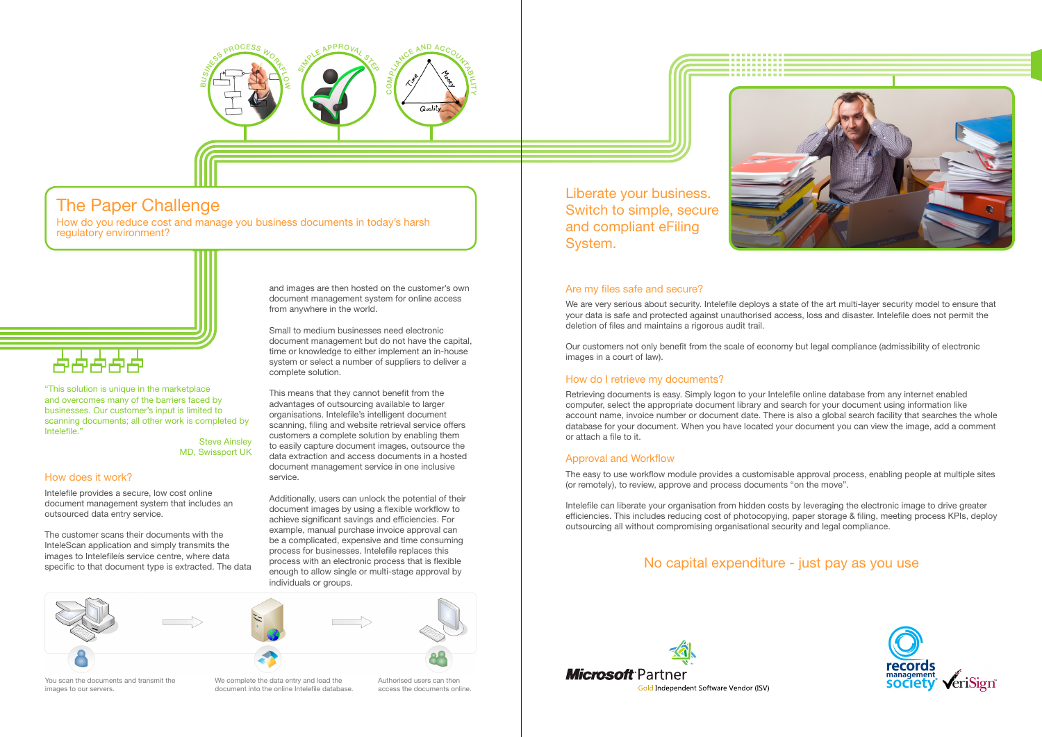BUSINESS PROCESS WORKFLOW

SIMPLE APPROVAL STEP

COMPLIANCE AND ACCOUNTABILITY

Time Money Quality

# The Paper Challenge

How do you reduce cost and manage you business documents in today's harsh regulatory environment?

"This solution is unique in the marketplace and overcomes many of the barriers faced by businesses. Our customer's input is limited to scanning documents; all other work is completed by Intelefile."

Steve Ainsley
MD, Swissport UK

## How does it work?

Intelefile provides a secure, low cost online document management system that includes an outsourced data entry service.

The customer scans their documents with the InteleScan application and simply transmits the images to Intelefileís service centre, where data specific to that document type is extracted. The data and images are then hosted on the customer's own document management system for online access from anywhere in the world.

Small to medium businesses need electronic document management but do not have the capital, time or knowledge to either implement an in-house system or select a number of suppliers to deliver a complete solution.

This means that they cannot benefit from the advantages of outsourcing available to larger organisations. Intelefile's intelligent document scanning, filing and website retrieval service offers customers a complete solution by enabling them to easily capture document images, outsource the data extraction and access documents in a hosted document management service in one inclusive service.

Additionally, users can unlock the potential of their document images by using a flexible workflow to achieve significant savings and efficiencies. For example, manual purchase invoice approval can be a complicated, expensive and time consuming process for businesses. Intelefile replaces this process with an electronic process that is flexible enough to allow single or multi-stage approval by individuals or groups.

You scan the documents and transmit the images to our servers.

We complete the data entry and load the document into the online Intelefile database.

Authorised users can then access the documents online.

## Liberate your business. Switch to simple, secure and compliant eFiling System.

### Are my files safe and secure?

We are very serious about security. Intelefile deploys a state of the art multi-layer security model to ensure that your data is safe and protected against unauthorised access, loss and disaster. Intelefile does not permit the deletion of files and maintains a rigorous audit trail.

Our customers not only benefit from the scale of economy but legal compliance (admissibility of electronic images in a court of law).

### How do I retrieve my documents?

Retrieving documents is easy. Simply logon to your Intelefile online database from any internet enabled computer, select the appropriate document library and search for your document using information like account name, invoice number or document date. There is also a global search facility that searches the whole database for your document. When you have located your document you can view the image, add a comment or attach a file to it.

### Approval and Workflow

The easy to use workflow module provides a customisable approval process, enabling people at multiple sites (or remotely), to review, approve and process documents "on the move".

Intelefile can liberate your organisation from hidden costs by leveraging the electronic image to drive greater efficiencies. This includes reducing cost of photocopying, paper storage & filing, meeting process KPIs, deploy outsourcing all without compromising organisational security and legal compliance.

## No capital expenditure - just pay as you use

Microsoft Partner
Gold Independent Software Vendor (ISV)

records management society

VeriSign